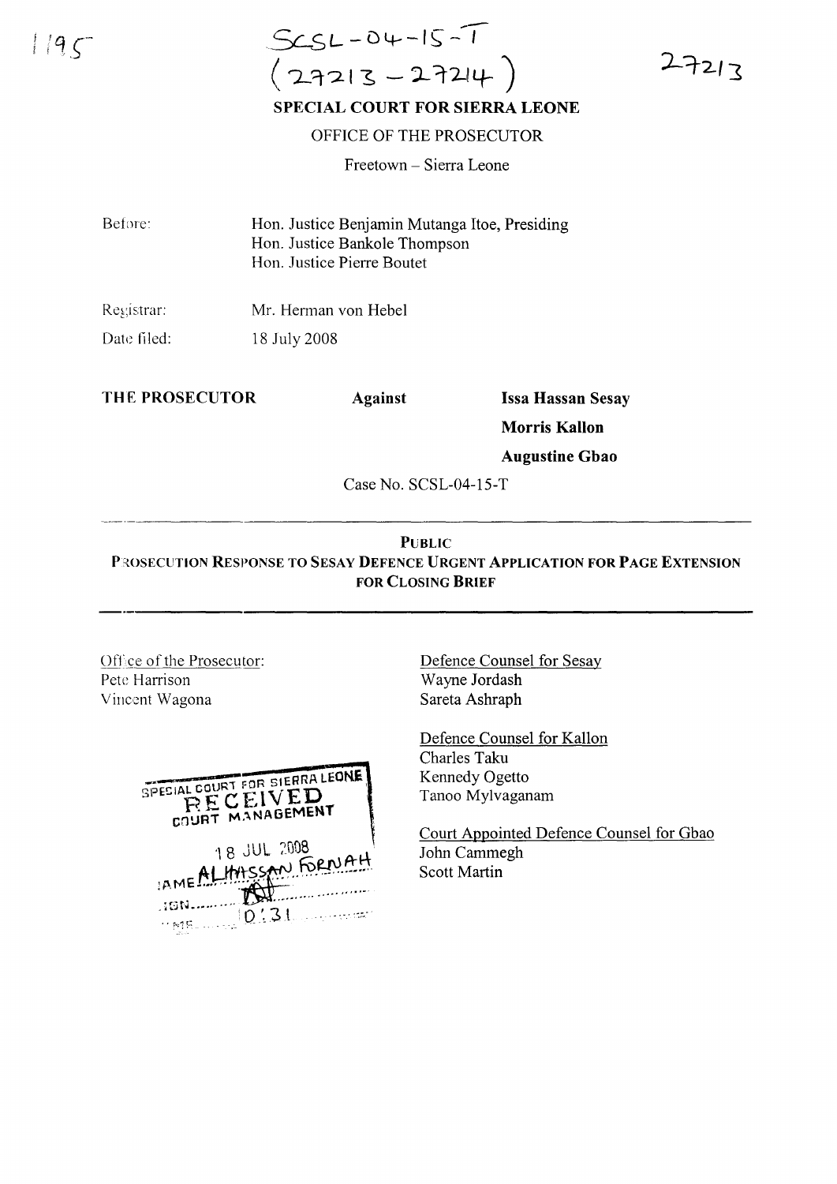SCSL-04-15-T
(27213 – 27214)

27213

**SPECIAL COURT FOR SIERRA LEONE**

OFFICE OF THE PROSECUTOR

Freetown – Sierra Leone

Before: Hon. Justice Benjamin Mutanga Itoe, Presiding
Hon. Justice Bankole Thompson
Hon. Justice Pierre Boutet

Registrar: Mr. Herman von Hebel

Date filed: 18 July 2008

**THE PROSECUTOR** **Against** **Issa Hassan Sesay**

**Morris Kallon**

**Augustine Gbao**

Case No. SCSL-04-15-T

---

**PUBLIC**

**PROSECUTION RESPONSE TO SESAY DEFENCE URGENT APPLICATION FOR PAGE EXTENSION FOR CLOSING BRIEF**

---

Office of the Prosecutor:
Pete Harrison
Vincent Wagona

Defence Counsel for Sesay
Wayne Jordash
Sareta Ashraph

Defence Counsel for Kallon
Charles Taku
Kennedy Ogetto
Tanoo Mylvaganam

Court Appointed Defence Counsel for Gbao
John Cammegh
Scott Martin

SPECIAL COURT FOR SIERRA LEONE
RECEIVED
COURT MANAGEMENT
18 JUL 2008
NAME ALHASSAN FORNAH
SIGN
TIME 0:31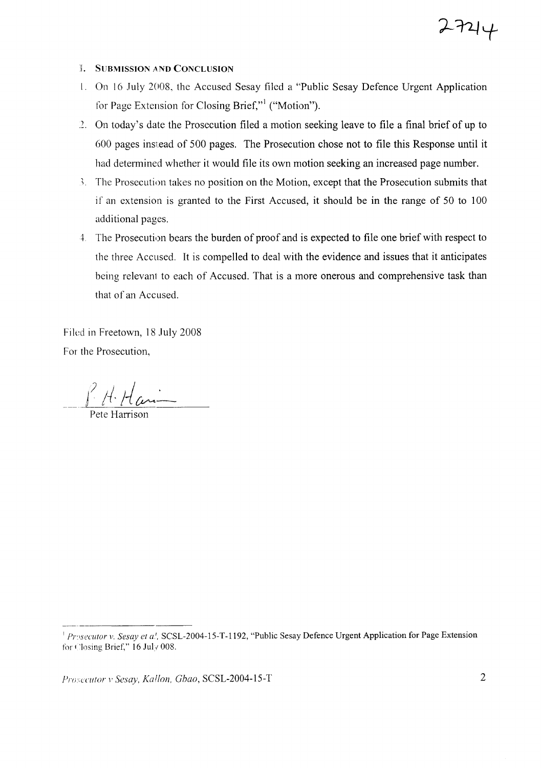## I. SUBMISSION AND CONCLUSION

1. On 16 July 2008, the Accused Sesay filed a "Public Sesay Defence Urgent Application for Page Extension for Closing Brief,"[1] ("Motion").
2. On today's date the Prosecution filed a motion seeking leave to file a final brief of up to 600 pages instead of 500 pages. The Prosecution chose not to file this Response until it had determined whether it would file its own motion seeking an increased page number.
3. The Prosecution takes no position on the Motion, except that the Prosecution submits that if an extension is granted to the First Accused, it should be in the range of 50 to 100 additional pages.
4. The Prosecution bears the burden of proof and is expected to file one brief with respect to the three Accused. It is compelled to deal with the evidence and issues that it anticipates being relevant to each of Accused. That is a more onerous and comprehensive task than that of an Accused.

Filed in Freetown, 18 July 2008

For the Prosecution,

Pete Harrison

[1] *Prosecutor v. Sesay et al*, SCSL-2004-15-T-1192, "Public Sesay Defence Urgent Application for Page Extension for Closing Brief," 16 July 008.